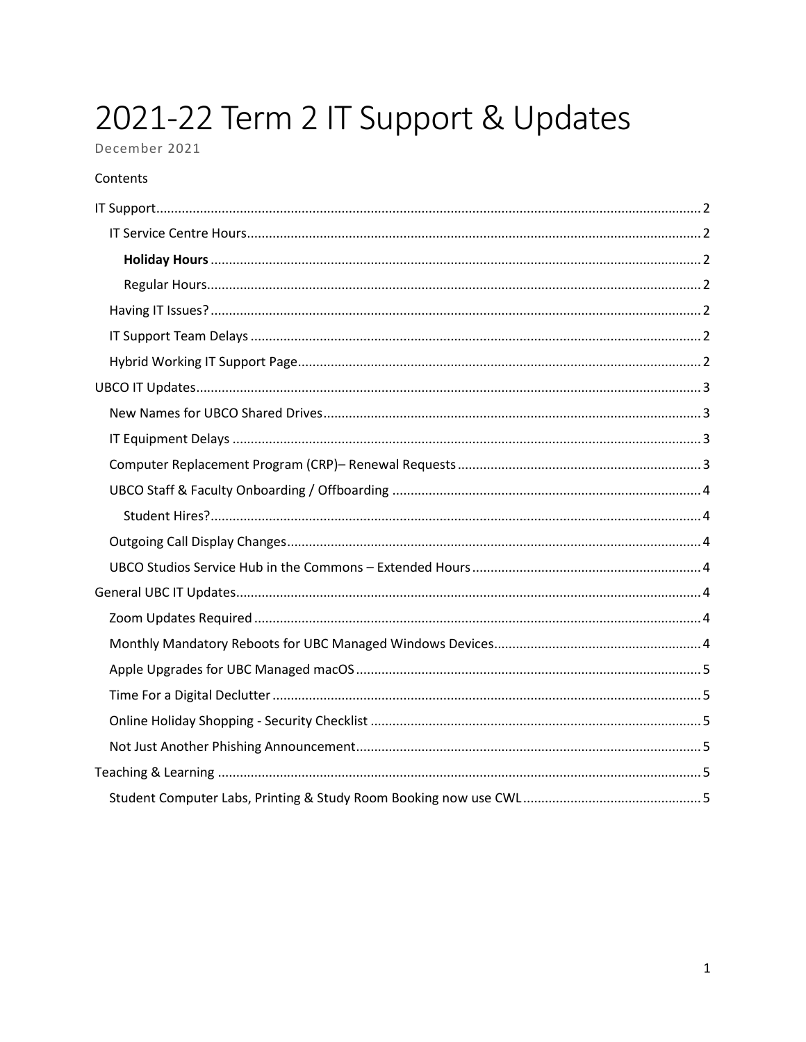# 2021-22 Term 2 IT Support & Updates

December 2021

Contents

- IT Support ........ 2
  - IT Service Centre Hours ........ 2
    - **Holiday Hours** ........ 2
    - Regular Hours ........ 2
  - Having IT Issues? ........ 2
  - IT Support Team Delays ........ 2
  - Hybrid Working IT Support Page ........ 2
- UBCO IT Updates ........ 3
  - New Names for UBCO Shared Drives ........ 3
  - IT Equipment Delays ........ 3
  - Computer Replacement Program (CRP)– Renewal Requests ........ 3
  - UBCO Staff & Faculty Onboarding / Offboarding ........ 4
    - Student Hires? ........ 4
  - Outgoing Call Display Changes ........ 4
  - UBCO Studios Service Hub in the Commons – Extended Hours ........ 4
- General UBC IT Updates ........ 4
  - Zoom Updates Required ........ 4
  - Monthly Mandatory Reboots for UBC Managed Windows Devices ........ 4
  - Apple Upgrades for UBC Managed macOS ........ 5
  - Time For a Digital Declutter ........ 5
  - Online Holiday Shopping - Security Checklist ........ 5
  - Not Just Another Phishing Announcement ........ 5
- Teaching & Learning ........ 5
  - Student Computer Labs, Printing & Study Room Booking now use CWL ........ 5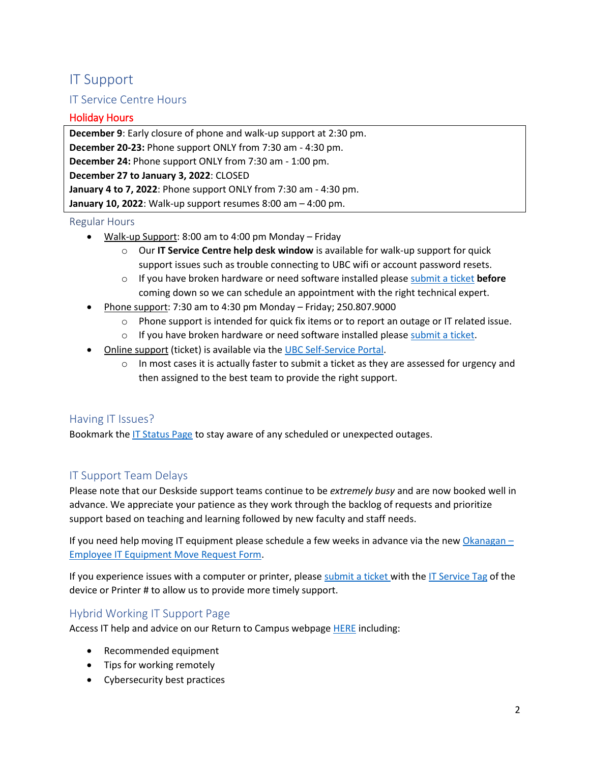# IT Support

## IT Service Centre Hours

### Holiday Hours

**December 9**: Early closure of phone and walk-up support at 2:30 pm.
**December 20-23:** Phone support ONLY from 7:30 am - 4:30 pm.
**December 24:** Phone support ONLY from 7:30 am - 1:00 pm.
**December 27 to January 3, 2022**: CLOSED
**January 4 to 7, 2022**: Phone support ONLY from 7:30 am - 4:30 pm.
**January 10, 2022**: Walk-up support resumes 8:00 am – 4:00 pm.

### Regular Hours

- Walk-up Support: 8:00 am to 4:00 pm Monday – Friday
  - Our **IT Service Centre help desk window** is available for walk-up support for quick support issues such as trouble connecting to UBC wifi or account password resets.
  - If you have broken hardware or need software installed please submit a ticket **before** coming down so we can schedule an appointment with the right technical expert.
- Phone support: 7:30 am to 4:30 pm Monday – Friday; 250.807.9000
  - Phone support is intended for quick fix items or to report an outage or IT related issue.
  - If you have broken hardware or need software installed please submit a ticket.
- Online support (ticket) is available via the UBC Self-Service Portal.
  - In most cases it is actually faster to submit a ticket as they are assessed for urgency and then assigned to the best team to provide the right support.

## Having IT Issues?

Bookmark the IT Status Page to stay aware of any scheduled or unexpected outages.

## IT Support Team Delays

Please note that our Deskside support teams continue to be *extremely busy* and are now booked well in advance. We appreciate your patience as they work through the backlog of requests and prioritize support based on teaching and learning followed by new faculty and staff needs.

If you need help moving IT equipment please schedule a few weeks in advance via the new Okanagan – Employee IT Equipment Move Request Form.

If you experience issues with a computer or printer, please submit a ticket with the IT Service Tag of the device or Printer # to allow us to provide more timely support.

## Hybrid Working IT Support Page

Access IT help and advice on our Return to Campus webpage HERE including:

- Recommended equipment
- Tips for working remotely
- Cybersecurity best practices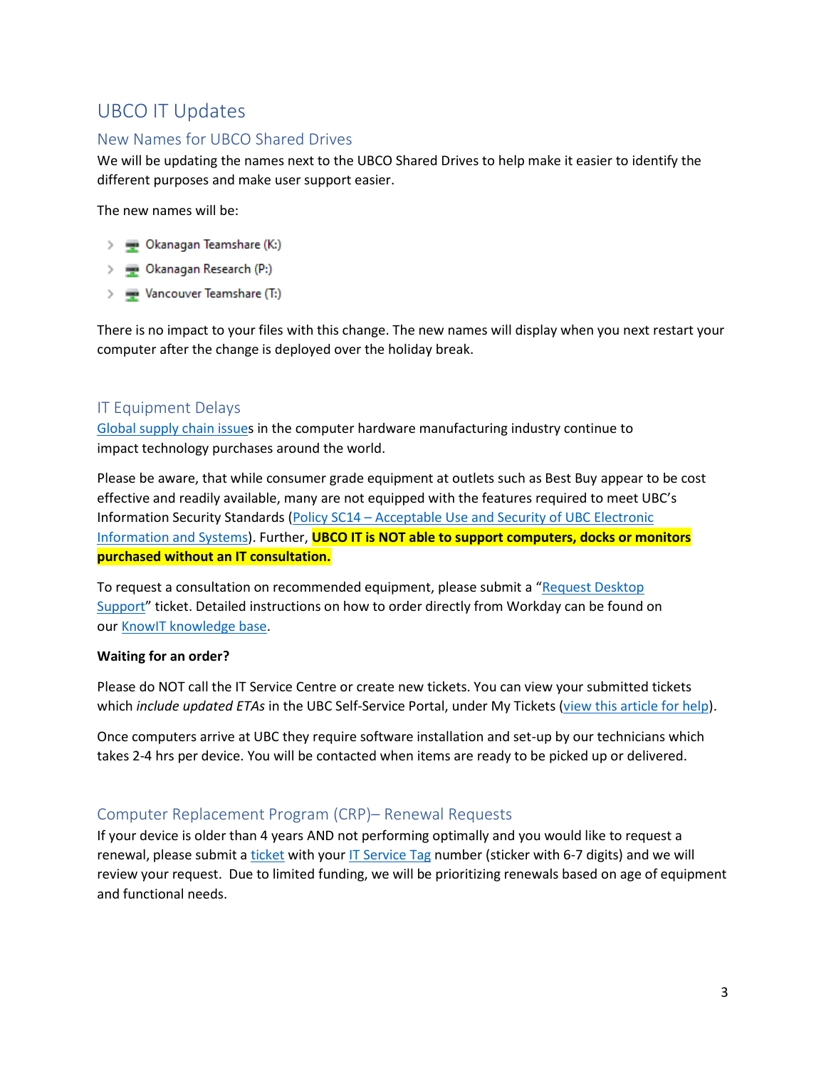# UBCO IT Updates

## New Names for UBCO Shared Drives

We will be updating the names next to the UBCO Shared Drives to help make it easier to identify the different purposes and make user support easier.

The new names will be:

- Okanagan Teamshare (K:)
- Okanagan Research (P:)
- Vancouver Teamshare (T:)

There is no impact to your files with this change. The new names will display when you next restart your computer after the change is deployed over the holiday break.

## IT Equipment Delays

Global supply chain issues in the computer hardware manufacturing industry continue to impact technology purchases around the world.

Please be aware, that while consumer grade equipment at outlets such as Best Buy appear to be cost effective and readily available, many are not equipped with the features required to meet UBC's Information Security Standards (Policy SC14 – Acceptable Use and Security of UBC Electronic Information and Systems). Further, **UBCO IT is NOT able to support computers, docks or monitors purchased without an IT consultation.**

To request a consultation on recommended equipment, please submit a "Request Desktop Support" ticket. Detailed instructions on how to order directly from Workday can be found on our KnowIT knowledge base.

**Waiting for an order?**

Please do NOT call the IT Service Centre or create new tickets. You can view your submitted tickets which *include updated ETAs* in the UBC Self-Service Portal, under My Tickets (view this article for help).

Once computers arrive at UBC they require software installation and set-up by our technicians which takes 2-4 hrs per device. You will be contacted when items are ready to be picked up or delivered.

## Computer Replacement Program (CRP)– Renewal Requests

If your device is older than 4 years AND not performing optimally and you would like to request a renewal, please submit a ticket with your IT Service Tag number (sticker with 6-7 digits) and we will review your request. Due to limited funding, we will be prioritizing renewals based on age of equipment and functional needs.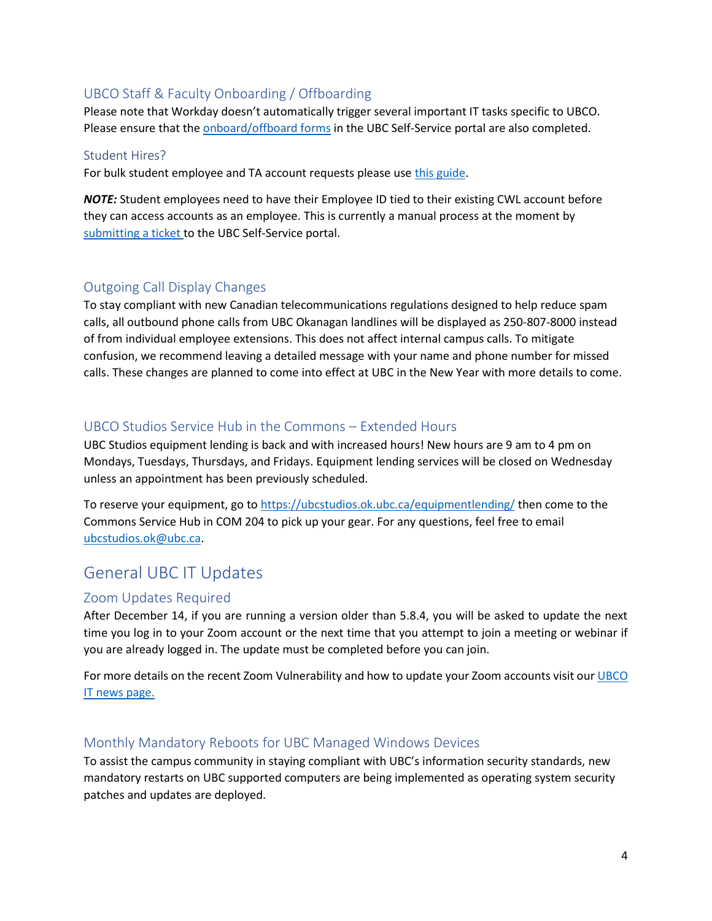### UBCO Staff & Faculty Onboarding / Offboarding

Please note that Workday doesn't automatically trigger several important IT tasks specific to UBCO. Please ensure that the onboard/offboard forms in the UBC Self-Service portal are also completed.

### Student Hires?

For bulk student employee and TA account requests please use this guide.

***NOTE:*** Student employees need to have their Employee ID tied to their existing CWL account before they can access accounts as an employee. This is currently a manual process at the moment by submitting a ticket to the UBC Self-Service portal.

### Outgoing Call Display Changes

To stay compliant with new Canadian telecommunications regulations designed to help reduce spam calls, all outbound phone calls from UBC Okanagan landlines will be displayed as 250-807-8000 instead of from individual employee extensions. This does not affect internal campus calls. To mitigate confusion, we recommend leaving a detailed message with your name and phone number for missed calls. These changes are planned to come into effect at UBC in the New Year with more details to come.

### UBCO Studios Service Hub in the Commons – Extended Hours

UBC Studios equipment lending is back and with increased hours! New hours are 9 am to 4 pm on Mondays, Tuesdays, Thursdays, and Fridays. Equipment lending services will be closed on Wednesday unless an appointment has been previously scheduled.

To reserve your equipment, go to https://ubcstudios.ok.ubc.ca/equipmentlending/ then come to the Commons Service Hub in COM 204 to pick up your gear. For any questions, feel free to email ubcstudios.ok@ubc.ca.

## General UBC IT Updates

### Zoom Updates Required

After December 14, if you are running a version older than 5.8.4, you will be asked to update the next time you log in to your Zoom account or the next time that you attempt to join a meeting or webinar if you are already logged in. The update must be completed before you can join.

For more details on the recent Zoom Vulnerability and how to update your Zoom accounts visit our UBCO IT news page.

### Monthly Mandatory Reboots for UBC Managed Windows Devices

To assist the campus community in staying compliant with UBC's information security standards, new mandatory restarts on UBC supported computers are being implemented as operating system security patches and updates are deployed.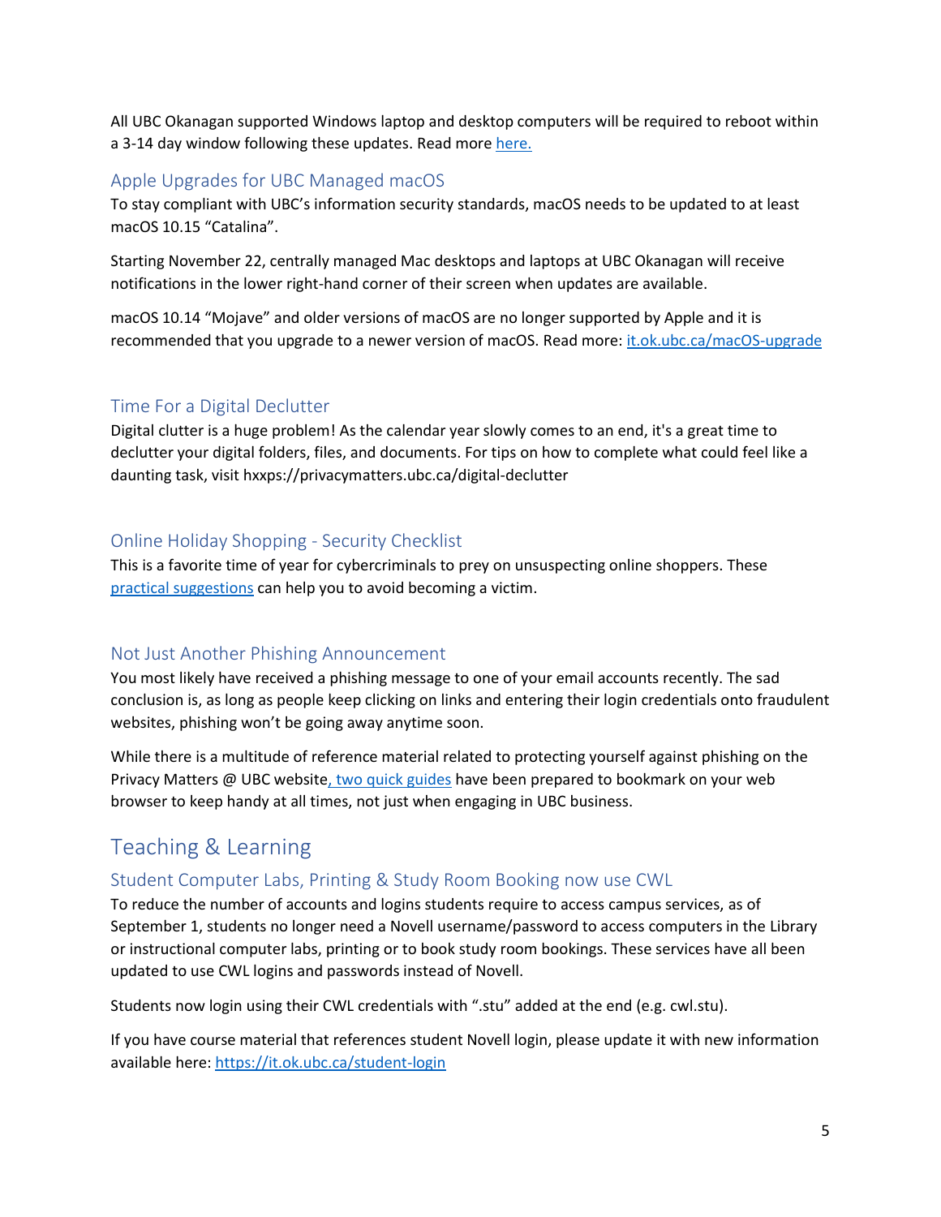All UBC Okanagan supported Windows laptop and desktop computers will be required to reboot within a 3-14 day window following these updates. Read more [here.]

### Apple Upgrades for UBC Managed macOS

To stay compliant with UBC's information security standards, macOS needs to be updated to at least macOS 10.15 "Catalina".

Starting November 22, centrally managed Mac desktops and laptops at UBC Okanagan will receive notifications in the lower right-hand corner of their screen when updates are available.

macOS 10.14 "Mojave" and older versions of macOS are no longer supported by Apple and it is recommended that you upgrade to a newer version of macOS. Read more: [it.ok.ubc.ca/macOS-upgrade]

### Time For a Digital Declutter

Digital clutter is a huge problem! As the calendar year slowly comes to an end, it's a great time to declutter your digital folders, files, and documents. For tips on how to complete what could feel like a daunting task, visit hxxps://privacymatters.ubc.ca/digital-declutter

### Online Holiday Shopping - Security Checklist

This is a favorite time of year for cybercriminals to prey on unsuspecting online shoppers. These [practical suggestions] can help you to avoid becoming a victim.

### Not Just Another Phishing Announcement

You most likely have received a phishing message to one of your email accounts recently. The sad conclusion is, as long as people keep clicking on links and entering their login credentials onto fraudulent websites, phishing won't be going away anytime soon.

While there is a multitude of reference material related to protecting yourself against phishing on the Privacy Matters @ UBC website[, two quick guides] have been prepared to bookmark on your web browser to keep handy at all times, not just when engaging in UBC business.

## Teaching & Learning

### Student Computer Labs, Printing & Study Room Booking now use CWL

To reduce the number of accounts and logins students require to access campus services, as of September 1, students no longer need a Novell username/password to access computers in the Library or instructional computer labs, printing or to book study room bookings. These services have all been updated to use CWL logins and passwords instead of Novell.

Students now login using their CWL credentials with ".stu" added at the end (e.g. cwl.stu).

If you have course material that references student Novell login, please update it with new information available here: [https://it.ok.ubc.ca/student-login]